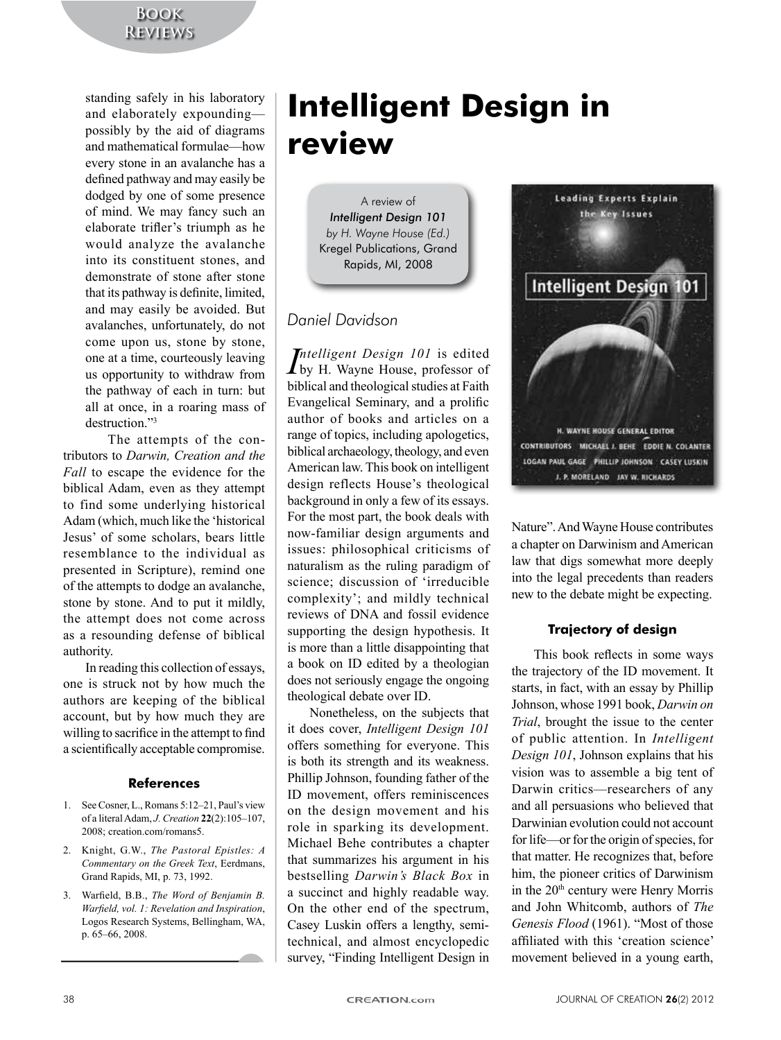standing safely in his laboratory and elaborately expounding—possibly by the aid of diagrams and mathematical formulae—how every stone in an avalanche has a defined pathway and may easily be dodged by one of some presence of mind. We may fancy such an elaborate trifler's triumph as he would analyze the avalanche into its constituent stones, and demonstrate of stone after stone that its pathway is definite, limited, and may easily be avoided. But avalanches, unfortunately, do not come upon us, stone by stone, one at a time, courteously leaving us opportunity to withdraw from the pathway of each in turn: but all at once, in a roaring mass of destruction."[3]

The attempts of the contributors to *Darwin, Creation and the Fall* to escape the evidence for the biblical Adam, even as they attempt to find some underlying historical Adam (which, much like the 'historical Jesus' of some scholars, bears little resemblance to the individual as presented in Scripture), remind one of the attempts to dodge an avalanche, stone by stone. And to put it mildly, the attempt does not come across as a resounding defense of biblical authority.

In reading this collection of essays, one is struck not by how much the authors are keeping of the biblical account, but by how much they are willing to sacrifice in the attempt to find a scientifically acceptable compromise.

### References

1. See Cosner, L., Romans 5:12–21, Paul's view of a literal Adam, *J. Creation* **22**(2):105–107, 2008; creation.com/romans5.
2. Knight, G.W., *The Pastoral Epistles: A Commentary on the Greek Text*, Eerdmans, Grand Rapids, MI, p. 73, 1992.
3. Warfield, B.B., *The Word of Benjamin B. Warfield, vol. 1: Revelation and Inspiration*, Logos Research Systems, Bellingham, WA, p. 65–66, 2008.

# Intelligent Design in review

A review of
*Intelligent Design 101*
*by H. Wayne House (Ed.)*
Kregel Publications, Grand Rapids, MI, 2008

*Daniel Davidson*

*Intelligent Design 101* is edited by H. Wayne House, professor of biblical and theological studies at Faith Evangelical Seminary, and a prolific author of books and articles on a range of topics, including apologetics, biblical archaeology, theology, and even American law. This book on intelligent design reflects House's theological background in only a few of its essays. For the most part, the book deals with now-familiar design arguments and issues: philosophical criticisms of naturalism as the ruling paradigm of science; discussion of 'irreducible complexity'; and mildly technical reviews of DNA and fossil evidence supporting the design hypothesis. It is more than a little disappointing that a book on ID edited by a theologian does not seriously engage the ongoing theological debate over ID.

Nonetheless, on the subjects that it does cover, *Intelligent Design 101* offers something for everyone. This is both its strength and its weakness. Phillip Johnson, founding father of the ID movement, offers reminiscences on the design movement and his role in sparking its development. Michael Behe contributes a chapter that summarizes his argument in his bestselling *Darwin's Black Box* in a succinct and highly readable way. On the other end of the spectrum, Casey Luskin offers a lengthy, semi-technical, and almost encyclopedic survey, "Finding Intelligent Design in Nature". And Wayne House contributes a chapter on Darwinism and American law that digs somewhat more deeply into the legal precedents than readers new to the debate might be expecting.

### Trajectory of design

This book reflects in some ways the trajectory of the ID movement. It starts, in fact, with an essay by Phillip Johnson, whose 1991 book, *Darwin on Trial*, brought the issue to the center of public attention. In *Intelligent Design 101*, Johnson explains that his vision was to assemble a big tent of Darwin critics—researchers of any and all persuasions who believed that Darwinian evolution could not account for life—or for the origin of species, for that matter. He recognizes that, before him, the pioneer critics of Darwinism in the 20th century were Henry Morris and John Whitcomb, authors of *The Genesis Flood* (1961). "Most of those affiliated with this 'creation science' movement believed in a young earth,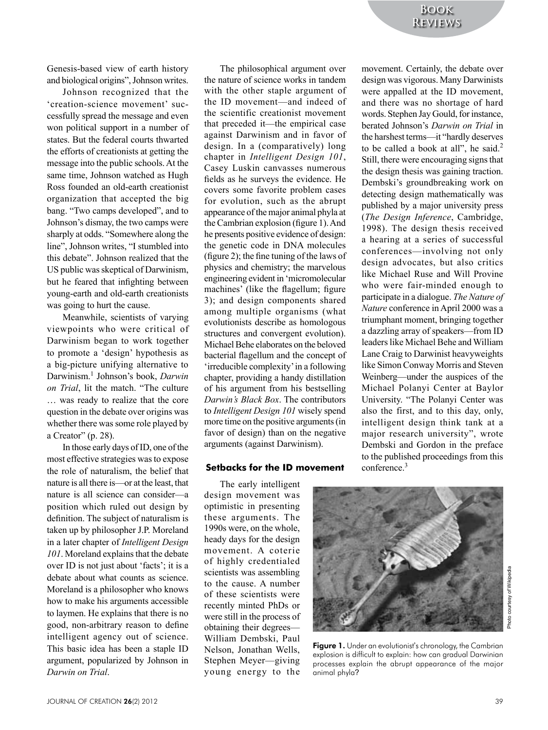Genesis-based view of earth history and biological origins", Johnson writes.

Johnson recognized that the 'creation-science movement' successfully spread the message and even won political support in a number of states. But the federal courts thwarted the efforts of creationists at getting the message into the public schools. At the same time, Johnson watched as Hugh Ross founded an old-earth creationist organization that accepted the big bang. "Two camps developed", and to Johnson's dismay, the two camps were sharply at odds. "Somewhere along the line", Johnson writes, "I stumbled into this debate". Johnson realized that the US public was skeptical of Darwinism, but he feared that infighting between young-earth and old-earth creationists was going to hurt the cause.

Meanwhile, scientists of varying viewpoints who were critical of Darwinism began to work together to promote a 'design' hypothesis as a big-picture unifying alternative to Darwinism.[1] Johnson's book, *Darwin on Trial*, lit the match. "The culture … was ready to realize that the core question in the debate over origins was whether there was some role played by a Creator" (p. 28).

In those early days of ID, one of the most effective strategies was to expose the role of naturalism, the belief that nature is all there is—or at the least, that nature is all science can consider—a position which ruled out design by definition. The subject of naturalism is taken up by philosopher J.P. Moreland in a later chapter of *Intelligent Design 101*. Moreland explains that the debate over ID is not just about 'facts'; it is a debate about what counts as science. Moreland is a philosopher who knows how to make his arguments accessible to laymen. He explains that there is no good, non-arbitrary reason to define intelligent agency out of science. This basic idea has been a staple ID argument, popularized by Johnson in *Darwin on Trial*.

The philosophical argument over the nature of science works in tandem with the other staple argument of the ID movement—and indeed of the scientific creationist movement that preceded it—the empirical case against Darwinism and in favor of design. In a (comparatively) long chapter in *Intelligent Design 101*, Casey Luskin canvasses numerous fields as he surveys the evidence. He covers some favorite problem cases for evolution, such as the abrupt appearance of the major animal phyla at the Cambrian explosion (figure 1). And he presents positive evidence of design: the genetic code in DNA molecules (figure 2); the fine tuning of the laws of physics and chemistry; the marvelous engineering evident in 'micromolecular machines' (like the flagellum; figure 3); and design components shared among multiple organisms (what evolutionists describe as homologous structures and convergent evolution). Michael Behe elaborates on the beloved bacterial flagellum and the concept of 'irreducible complexity' in a following chapter, providing a handy distillation of his argument from his bestselling *Darwin's Black Box*. The contributors to *Intelligent Design 101* wisely spend more time on the positive arguments (in favor of design) than on the negative arguments (against Darwinism).

### Setbacks for the ID movement

The early intelligent design movement was optimistic in presenting these arguments. The 1990s were, on the whole, heady days for the design movement. A coterie of highly credentialed scientists was assembling to the cause. A number of these scientists were recently minted PhDs or were still in the process of obtaining their degrees—William Dembski, Paul Nelson, Jonathan Wells, Stephen Meyer—giving young energy to the movement. Certainly, the debate over design was vigorous. Many Darwinists were appalled at the ID movement, and there was no shortage of hard words. Stephen Jay Gould, for instance, berated Johnson's *Darwin on Trial* in the harshest terms—it "hardly deserves to be called a book at all", he said.[2] Still, there were encouraging signs that the design thesis was gaining traction. Dembski's groundbreaking work on detecting design mathematically was published by a major university press (*The Design Inference*, Cambridge, 1998). The design thesis received a hearing at a series of successful conferences—involving not only design advocates, but also critics like Michael Ruse and Will Provine who were fair-minded enough to participate in a dialogue. *The Nature of Nature* conference in April 2000 was a triumphant moment, bringing together a dazzling array of speakers—from ID leaders like Michael Behe and William Lane Craig to Darwinist heavyweights like Simon Conway Morris and Steven Weinberg—under the auspices of the Michael Polanyi Center at Baylor University. "The Polanyi Center was also the first, and to this day, only, intelligent design think tank at a major research university", wrote Dembski and Gordon in the preface to the published proceedings from this conference.[3]

Photo courtesy of Wikipedia

**Figure 1.** Under an evolutionist's chronology, the Cambrian explosion is difficult to explain: how can gradual Darwinian processes explain the abrupt appearance of the major animal phyla?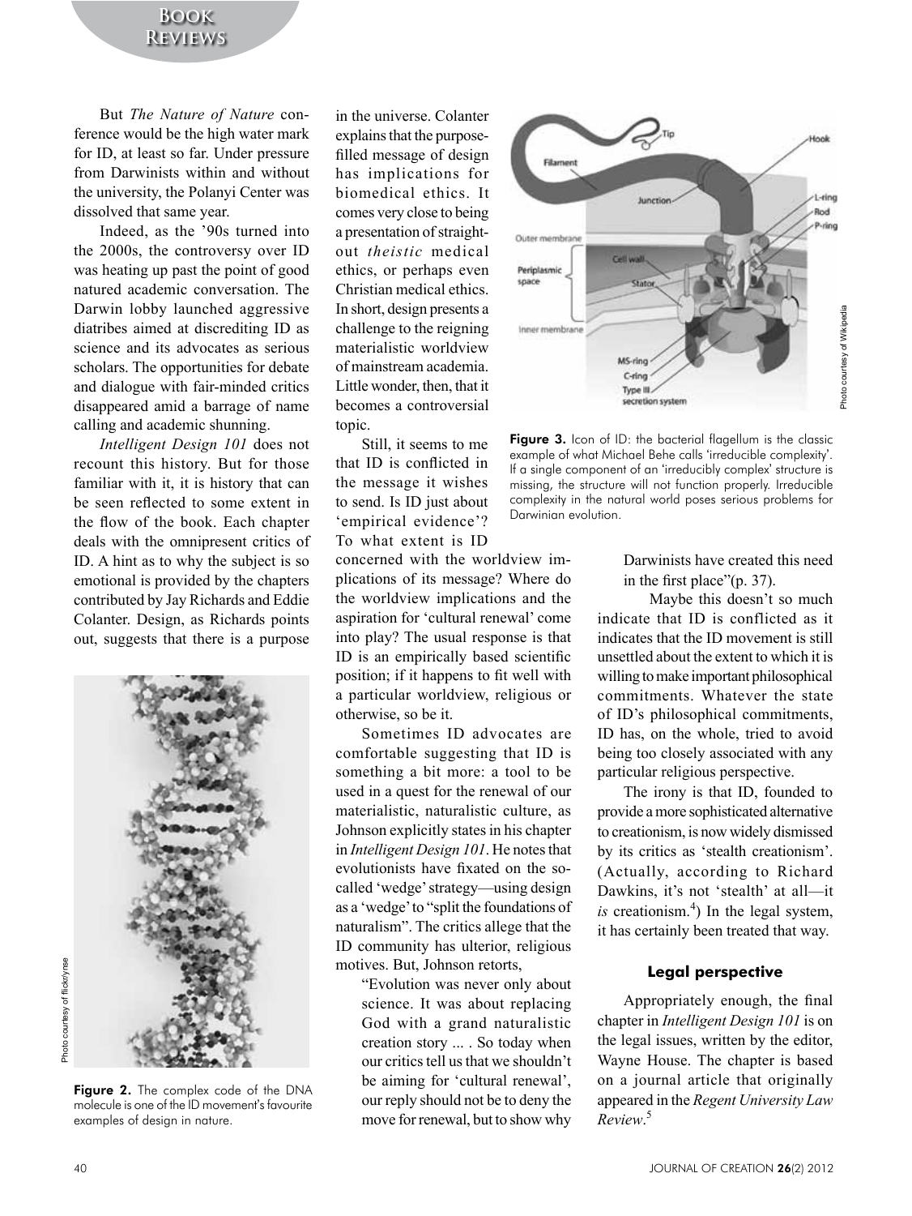But *The Nature of Nature* conference would be the high water mark for ID, at least so far. Under pressure from Darwinists within and without the university, the Polanyi Center was dissolved that same year.

Indeed, as the '90s turned into the 2000s, the controversy over ID was heating up past the point of good natured academic conversation. The Darwin lobby launched aggressive diatribes aimed at discrediting ID as science and its advocates as serious scholars. The opportunities for debate and dialogue with fair-minded critics disappeared amid a barrage of name calling and academic shunning.

*Intelligent Design 101* does not recount this history. But for those familiar with it, it is history that can be seen reflected to some extent in the flow of the book. Each chapter deals with the omnipresent critics of ID. A hint as to why the subject is so emotional is provided by the chapters contributed by Jay Richards and Eddie Colanter. Design, as Richards points out, suggests that there is a purpose in the universe. Colanter explains that the purpose-filled message of design has implications for biomedical ethics. It comes very close to being a presentation of straight-out *theistic* medical ethics, or perhaps even Christian medical ethics. In short, design presents a challenge to the reigning materialistic worldview of mainstream academia. Little wonder, then, that it becomes a controversial topic.

**Figure 2.** The complex code of the DNA molecule is one of the ID movement's favourite examples of design in nature.

Still, it seems to me that ID is conflicted in the message it wishes to send. Is ID just about 'empirical evidence'? To what extent is ID concerned with the worldview implications of its message? Where do the worldview implications and the aspiration for 'cultural renewal' come into play? The usual response is that ID is an empirically based scientific position; if it happens to fit well with a particular worldview, religious or otherwise, so be it.

Sometimes ID advocates are comfortable suggesting that ID is something a bit more: a tool to be used in a quest for the renewal of our materialistic, naturalistic culture, as Johnson explicitly states in his chapter in *Intelligent Design 101*. He notes that evolutionists have fixated on the so-called 'wedge' strategy—using design as a 'wedge' to "split the foundations of naturalism". The critics allege that the ID community has ulterior, religious motives. But, Johnson retorts,

> "Evolution was never only about science. It was about replacing God with a grand naturalistic creation story ... . So today when our critics tell us that we shouldn't be aiming for 'cultural renewal', our reply should not be to deny the move for renewal, but to show why Darwinists have created this need in the first place"(p. 37).

**Figure 3.** Icon of ID: the bacterial flagellum is the classic example of what Michael Behe calls 'irreducible complexity'. If a single component of an 'irreducibly complex' structure is missing, the structure will not function properly. Irreducible complexity in the natural world poses serious problems for Darwinian evolution.

Maybe this doesn't so much indicate that ID is conflicted as it indicates that the ID movement is still unsettled about the extent to which it is willing to make important philosophical commitments. Whatever the state of ID's philosophical commitments, ID has, on the whole, tried to avoid being too closely associated with any particular religious perspective.

The irony is that ID, founded to provide a more sophisticated alternative to creationism, is now widely dismissed by its critics as 'stealth creationism'. (Actually, according to Richard Dawkins, it's not 'stealth' at all—it *is* creationism.[4]) In the legal system, it has certainly been treated that way.

### Legal perspective

Appropriately enough, the final chapter in *Intelligent Design 101* is on the legal issues, written by the editor, Wayne House. The chapter is based on a journal article that originally appeared in the *Regent University Law Review*.[5]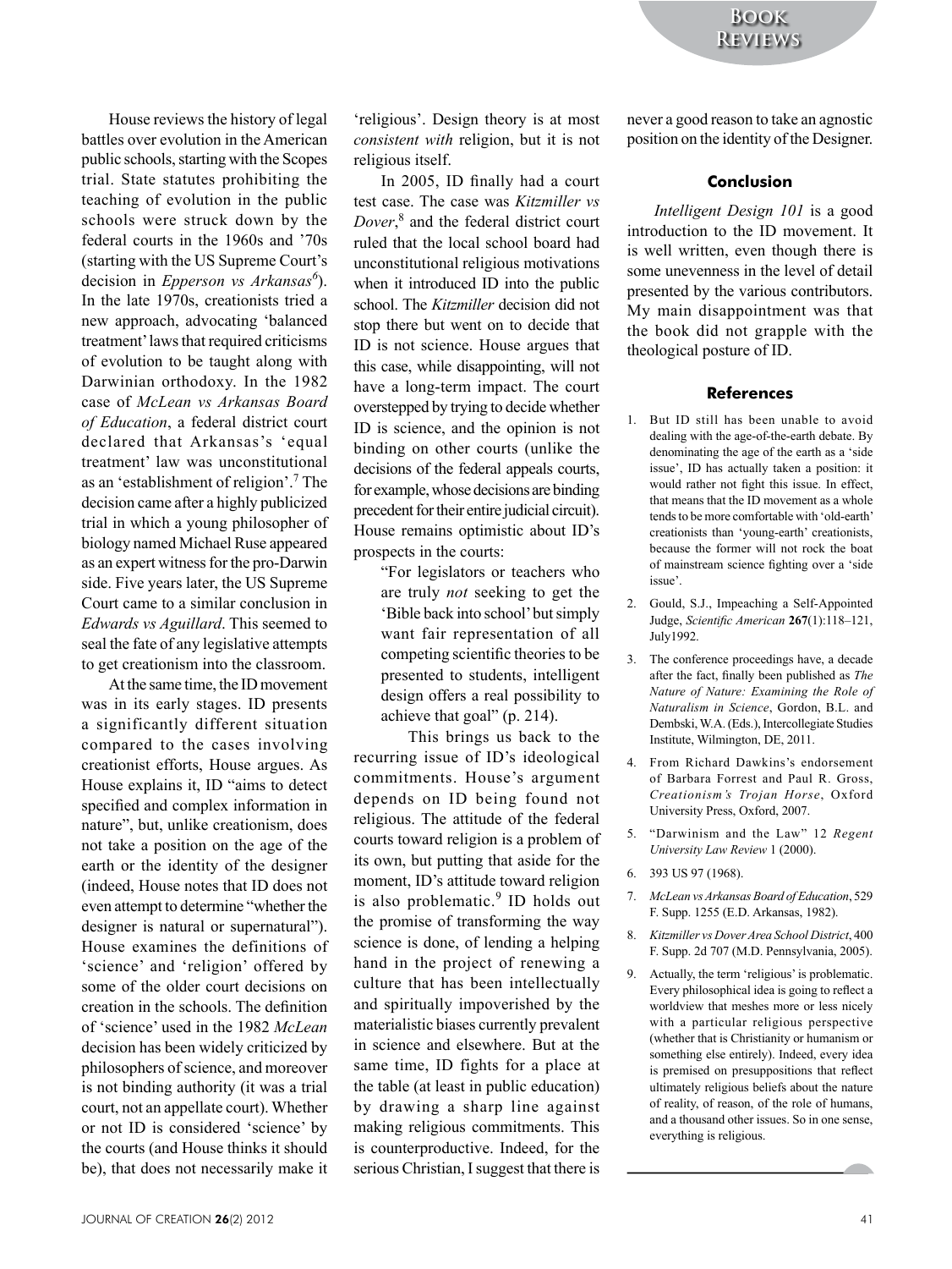House reviews the history of legal battles over evolution in the American public schools, starting with the Scopes trial. State statutes prohibiting the teaching of evolution in the public schools were struck down by the federal courts in the 1960s and '70s (starting with the US Supreme Court's decision in *Epperson vs Arkansas*[6]). In the late 1970s, creationists tried a new approach, advocating 'balanced treatment' laws that required criticisms of evolution to be taught along with Darwinian orthodoxy. In the 1982 case of *McLean vs Arkansas Board of Education*, a federal district court declared that Arkansas's 'equal treatment' law was unconstitutional as an 'establishment of religion'.[7] The decision came after a highly publicized trial in which a young philosopher of biology named Michael Ruse appeared as an expert witness for the pro-Darwin side. Five years later, the US Supreme Court came to a similar conclusion in *Edwards vs Aguillard*. This seemed to seal the fate of any legislative attempts to get creationism into the classroom.

At the same time, the ID movement was in its early stages. ID presents a significantly different situation compared to the cases involving creationist efforts, House argues. As House explains it, ID "aims to detect specified and complex information in nature", but, unlike creationism, does not take a position on the age of the earth or the identity of the designer (indeed, House notes that ID does not even attempt to determine "whether the designer is natural or supernatural"). House examines the definitions of 'science' and 'religion' offered by some of the older court decisions on creation in the schools. The definition of 'science' used in the 1982 *McLean* decision has been widely criticized by philosophers of science, and moreover is not binding authority (it was a trial court, not an appellate court). Whether or not ID is considered 'science' by the courts (and House thinks it should be), that does not necessarily make it 'religious'. Design theory is at most *consistent with* religion, but it is not religious itself.

In 2005, ID finally had a court test case. The case was *Kitzmiller vs Dover*,[8] and the federal district court ruled that the local school board had unconstitutional religious motivations when it introduced ID into the public school. The *Kitzmiller* decision did not stop there but went on to decide that ID is not science. House argues that this case, while disappointing, will not have a long-term impact. The court overstepped by trying to decide whether ID is science, and the opinion is not binding on other courts (unlike the decisions of the federal appeals courts, for example, whose decisions are binding precedent for their entire judicial circuit). House remains optimistic about ID's prospects in the courts:

> "For legislators or teachers who are truly *not* seeking to get the 'Bible back into school' but simply want fair representation of all competing scientific theories to be presented to students, intelligent design offers a real possibility to achieve that goal" (p. 214).

This brings us back to the recurring issue of ID's ideological commitments. House's argument depends on ID being found not religious. The attitude of the federal courts toward religion is a problem of its own, but putting that aside for the moment, ID's attitude toward religion is also problematic.[9] ID holds out the promise of transforming the way science is done, of lending a helping hand in the project of renewing a culture that has been intellectually and spiritually impoverished by the materialistic biases currently prevalent in science and elsewhere. But at the same time, ID fights for a place at the table (at least in public education) by drawing a sharp line against making religious commitments. This is counterproductive. Indeed, for the serious Christian, I suggest that there is never a good reason to take an agnostic position on the identity of the Designer.

## Conclusion

*Intelligent Design 101* is a good introduction to the ID movement. It is well written, even though there is some unevenness in the level of detail presented by the various contributors. My main disappointment was that the book did not grapple with the theological posture of ID.

## References

1. But ID still has been unable to avoid dealing with the age-of-the-earth debate. By denominating the age of the earth as a 'side issue', ID has actually taken a position: it would rather not fight this issue. In effect, that means that the ID movement as a whole tends to be more comfortable with 'old-earth' creationists than 'young-earth' creationists, because the former will not rock the boat of mainstream science fighting over a 'side issue'.
2. Gould, S.J., Impeaching a Self-Appointed Judge, *Scientific American* **267**(1):118–121, July1992.
3. The conference proceedings have, a decade after the fact, finally been published as *The Nature of Nature: Examining the Role of Naturalism in Science*, Gordon, B.L. and Dembski, W.A. (Eds.), Intercollegiate Studies Institute, Wilmington, DE, 2011.
4. From Richard Dawkins's endorsement of Barbara Forrest and Paul R. Gross, *Creationism's Trojan Horse*, Oxford University Press, Oxford, 2007.
5. "Darwinism and the Law" 12 *Regent University Law Review* 1 (2000).
6. 393 US 97 (1968).
7. *McLean vs Arkansas Board of Education*, 529 F. Supp. 1255 (E.D. Arkansas, 1982).
8. *Kitzmiller vs Dover Area School District*, 400 F. Supp. 2d 707 (M.D. Pennsylvania, 2005).
9. Actually, the term 'religious' is problematic. Every philosophical idea is going to reflect a worldview that meshes more or less nicely with a particular religious perspective (whether that is Christianity or humanism or something else entirely). Indeed, every idea is premised on presuppositions that reflect ultimately religious beliefs about the nature of reality, of reason, of the role of humans, and a thousand other issues. So in one sense, everything is religious.